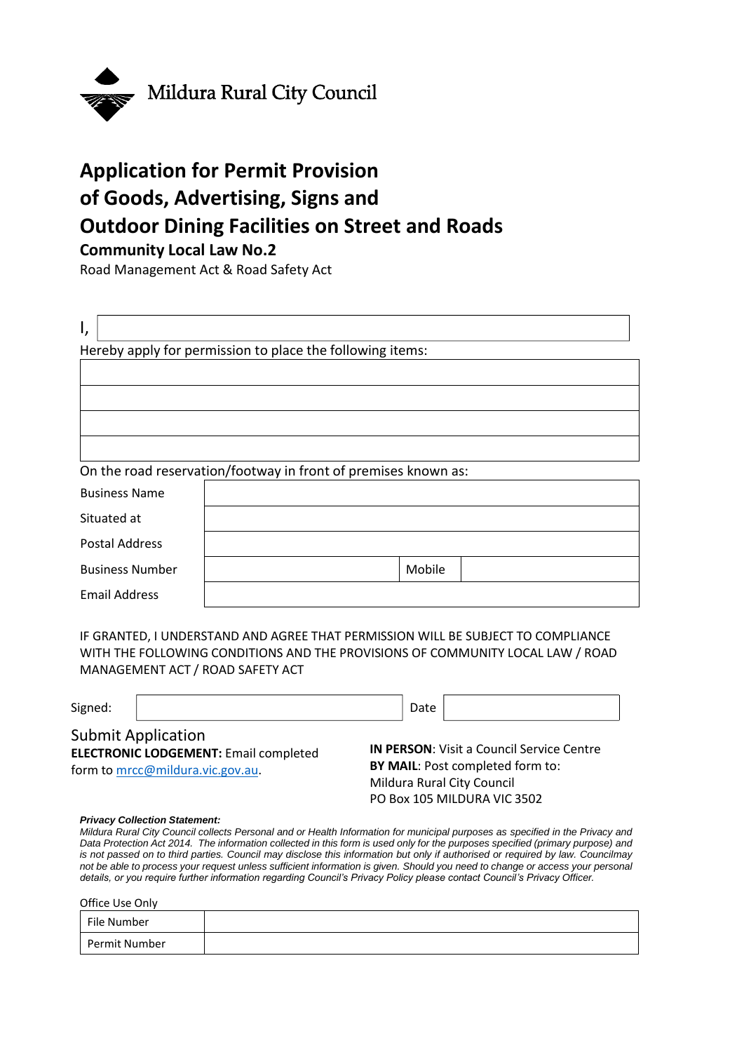Mildura Rural City Council

# Application for Permit Provision of Goods, Advertising, Signs and Outdoor Dining Facilities on Street and Roads

### Community Local Law No.2

Road Management Act & Road Safety Act

I,

Hereby apply for permission to place the following items:

| |
|---|
| |
| |
| |
| |

On the road reservation/footway in front of premises known as:

| | | | |
|---|---|---|---|
| Business Name | | | |
| Situated at | | | |
| Postal Address | | | |
| Business Number | | Mobile | |
| Email Address | | | |

IF GRANTED, I UNDERSTAND AND AGREE THAT PERMISSION WILL BE SUBJECT TO COMPLIANCE WITH THE FOLLOWING CONDITIONS AND THE PROVISIONS OF COMMUNITY LOCAL LAW / ROAD MANAGEMENT ACT / ROAD SAFETY ACT

| Signed: | | Date | |
|---|---|---|---|

Submit Application

**ELECTRONIC LODGEMENT:** Email completed form to mrcc@mildura.vic.gov.au.

**IN PERSON**: Visit a Council Service Centre

**BY MAIL**: Post completed form to:
Mildura Rural City Council
PO Box 105 MILDURA VIC 3502

***Privacy Collection Statement:***

*Mildura Rural City Council collects Personal and or Health Information for municipal purposes as specified in the Privacy and Data Protection Act 2014. The information collected in this form is used only for the purposes specified (primary purpose) and is not passed on to third parties. Council may disclose this information but only if authorised or required by law. Councilmay not be able to process your request unless sufficient information is given. Should you need to change or access your personal details, or you require further information regarding Council's Privacy Policy please contact Council's Privacy Officer.*

Office Use Only

| | |
|---|---|
| File Number | |
| Permit Number | |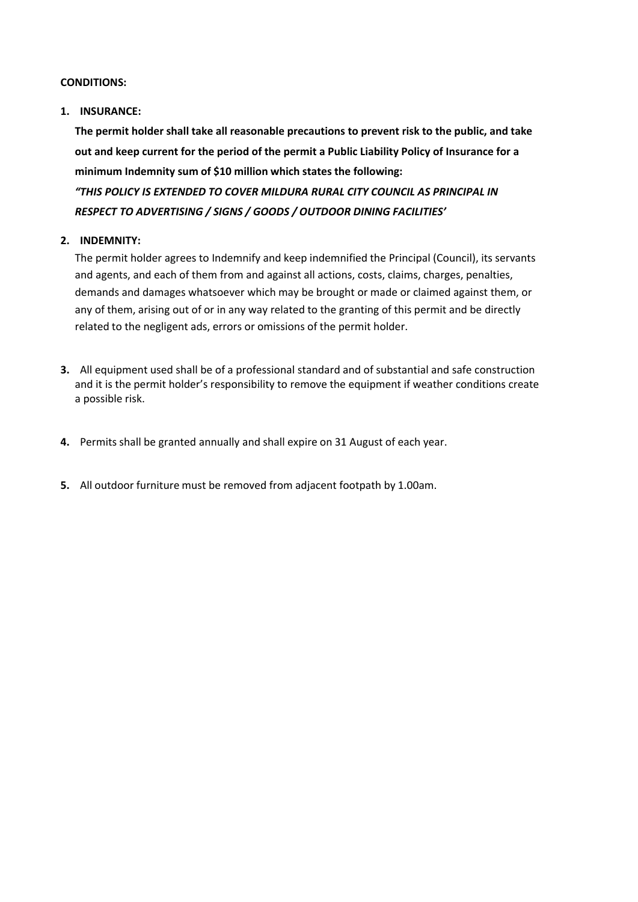**CONDITIONS:**

1. **INSURANCE:**

   **The permit holder shall take all reasonable precautions to prevent risk to the public, and take out and keep current for the period of the permit a Public Liability Policy of Insurance for a minimum Indemnity sum of $10 million which states the following:**

   ***"THIS POLICY IS EXTENDED TO COVER MILDURA RURAL CITY COUNCIL AS PRINCIPAL IN RESPECT TO ADVERTISING / SIGNS / GOODS / OUTDOOR DINING FACILITIES'***

2. **INDEMNITY:**

   The permit holder agrees to Indemnify and keep indemnified the Principal (Council), its servants and agents, and each of them from and against all actions, costs, claims, charges, penalties, demands and damages whatsoever which may be brought or made or claimed against them, or any of them, arising out of or in any way related to the granting of this permit and be directly related to the negligent ads, errors or omissions of the permit holder.

3. All equipment used shall be of a professional standard and of substantial and safe construction and it is the permit holder's responsibility to remove the equipment if weather conditions create a possible risk.

4. Permits shall be granted annually and shall expire on 31 August of each year.

5. All outdoor furniture must be removed from adjacent footpath by 1.00am.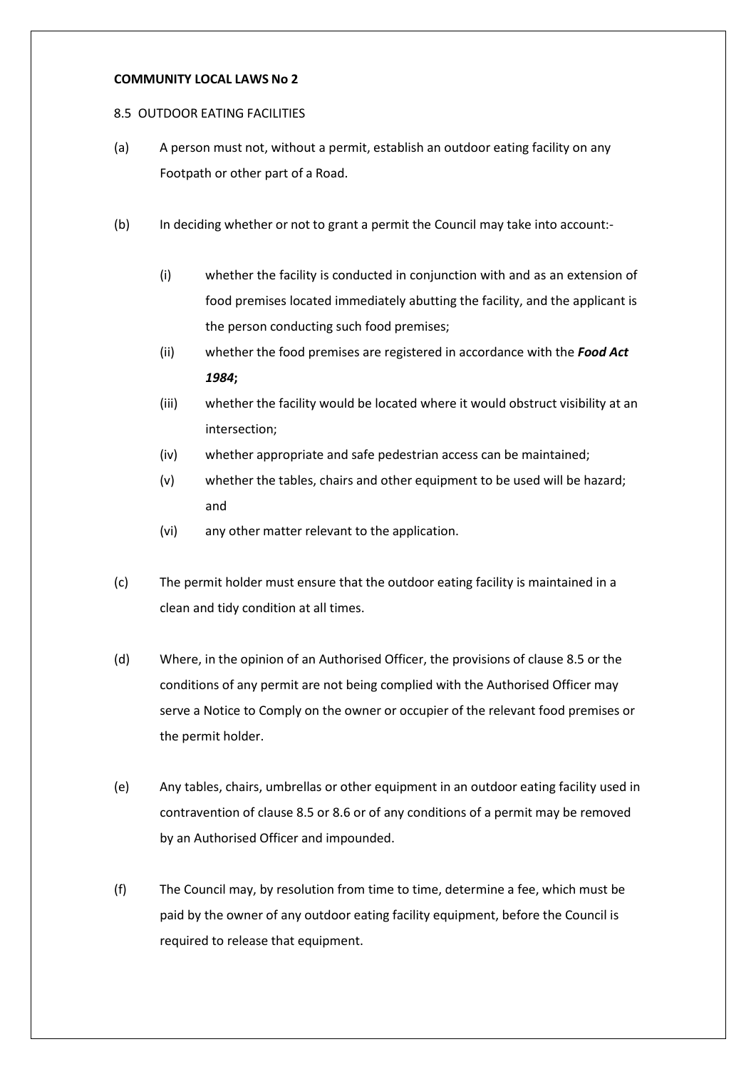**COMMUNITY LOCAL LAWS No 2**

8.5 OUTDOOR EATING FACILITIES

(a) A person must not, without a permit, establish an outdoor eating facility on any Footpath or other part of a Road.

(b) In deciding whether or not to grant a permit the Council may take into account:-

(i) whether the facility is conducted in conjunction with and as an extension of food premises located immediately abutting the facility, and the applicant is the person conducting such food premises;

(ii) whether the food premises are registered in accordance with the ***Food Act 1984*;**

(iii) whether the facility would be located where it would obstruct visibility at an intersection;

(iv) whether appropriate and safe pedestrian access can be maintained;

(v) whether the tables, chairs and other equipment to be used will be hazard; and

(vi) any other matter relevant to the application.

(c) The permit holder must ensure that the outdoor eating facility is maintained in a clean and tidy condition at all times.

(d) Where, in the opinion of an Authorised Officer, the provisions of clause 8.5 or the conditions of any permit are not being complied with the Authorised Officer may serve a Notice to Comply on the owner or occupier of the relevant food premises or the permit holder.

(e) Any tables, chairs, umbrellas or other equipment in an outdoor eating facility used in contravention of clause 8.5 or 8.6 or of any conditions of a permit may be removed by an Authorised Officer and impounded.

(f) The Council may, by resolution from time to time, determine a fee, which must be paid by the owner of any outdoor eating facility equipment, before the Council is required to release that equipment.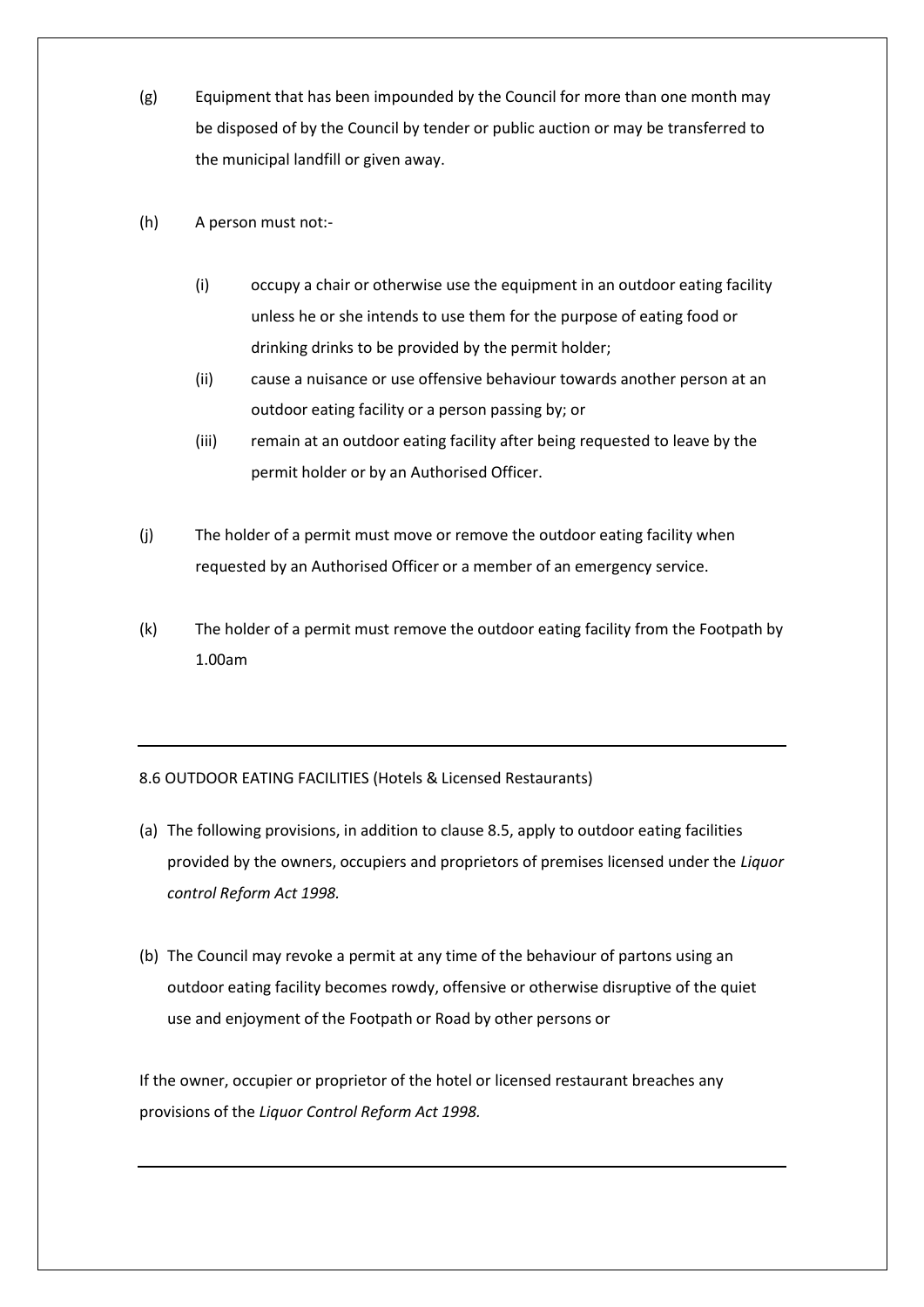(g) Equipment that has been impounded by the Council for more than one month may be disposed of by the Council by tender or public auction or may be transferred to the municipal landfill or given away.

(h) A person must not:-

  (i) occupy a chair or otherwise use the equipment in an outdoor eating facility unless he or she intends to use them for the purpose of eating food or drinking drinks to be provided by the permit holder;

  (ii) cause a nuisance or use offensive behaviour towards another person at an outdoor eating facility or a person passing by; or

  (iii) remain at an outdoor eating facility after being requested to leave by the permit holder or by an Authorised Officer.

(j) The holder of a permit must move or remove the outdoor eating facility when requested by an Authorised Officer or a member of an emergency service.

(k) The holder of a permit must remove the outdoor eating facility from the Footpath by 1.00am

---

8.6 OUTDOOR EATING FACILITIES (Hotels & Licensed Restaurants)

(a) The following provisions, in addition to clause 8.5, apply to outdoor eating facilities provided by the owners, occupiers and proprietors of premises licensed under the *Liquor control Reform Act 1998.*

(b) The Council may revoke a permit at any time of the behaviour of partons using an outdoor eating facility becomes rowdy, offensive or otherwise disruptive of the quiet use and enjoyment of the Footpath or Road by other persons or

If the owner, occupier or proprietor of the hotel or licensed restaurant breaches any provisions of the *Liquor Control Reform Act 1998.*

---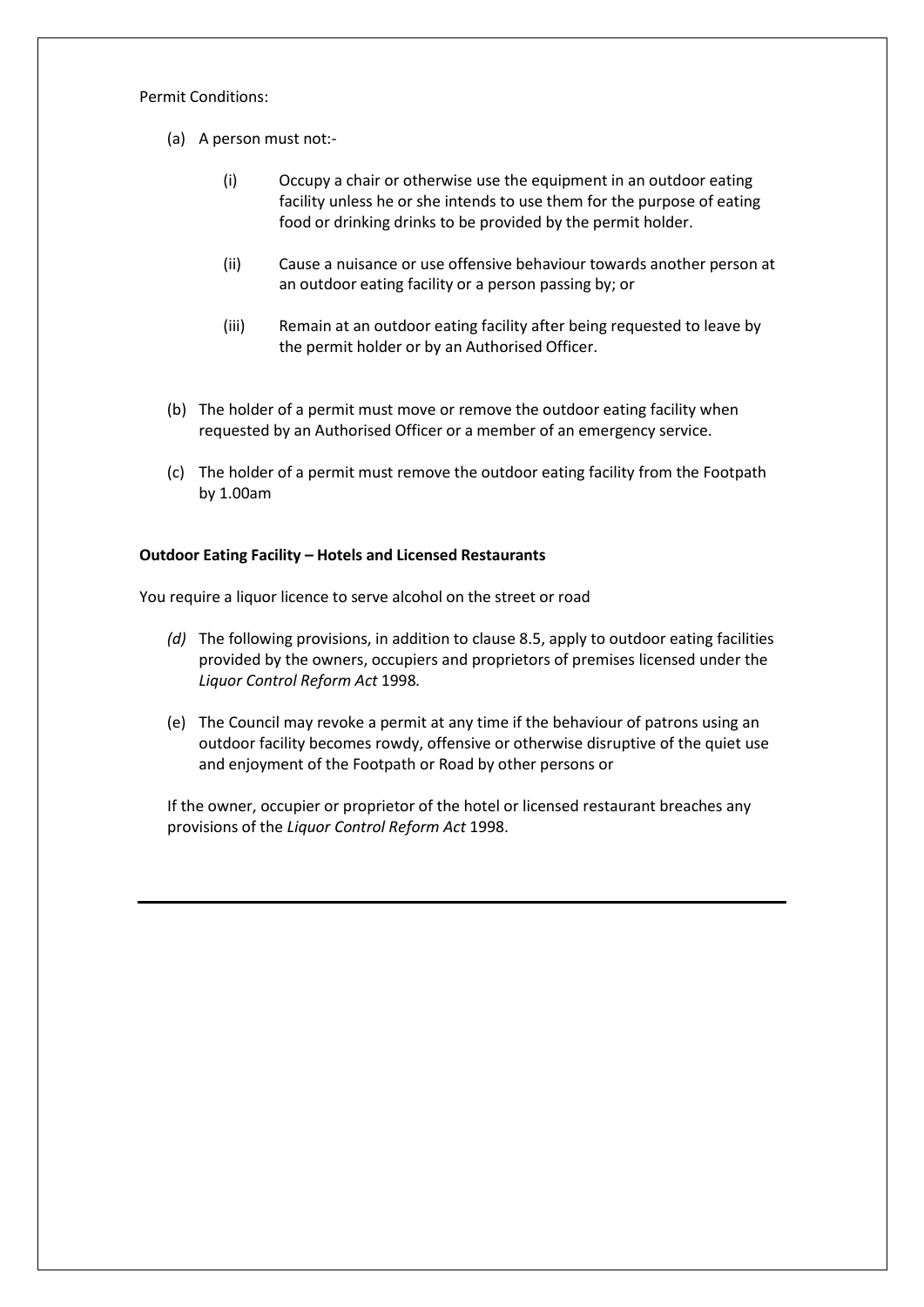Permit Conditions:

(a) A person must not:-

   (i) Occupy a chair or otherwise use the equipment in an outdoor eating facility unless he or she intends to use them for the purpose of eating food or drinking drinks to be provided by the permit holder.

   (ii) Cause a nuisance or use offensive behaviour towards another person at an outdoor eating facility or a person passing by; or

   (iii) Remain at an outdoor eating facility after being requested to leave by the permit holder or by an Authorised Officer.

(b) The holder of a permit must move or remove the outdoor eating facility when requested by an Authorised Officer or a member of an emergency service.

(c) The holder of a permit must remove the outdoor eating facility from the Footpath by 1.00am

**Outdoor Eating Facility – Hotels and Licensed Restaurants**

You require a liquor licence to serve alcohol on the street or road

*(d)* The following provisions, in addition to clause 8.5, apply to outdoor eating facilities provided by the owners, occupiers and proprietors of premises licensed under the *Liquor Control Reform Act* 1998*.*

(e) The Council may revoke a permit at any time if the behaviour of patrons using an outdoor facility becomes rowdy, offensive or otherwise disruptive of the quiet use and enjoyment of the Footpath or Road by other persons or

If the owner, occupier or proprietor of the hotel or licensed restaurant breaches any provisions of the *Liquor Control Reform Act* 1998.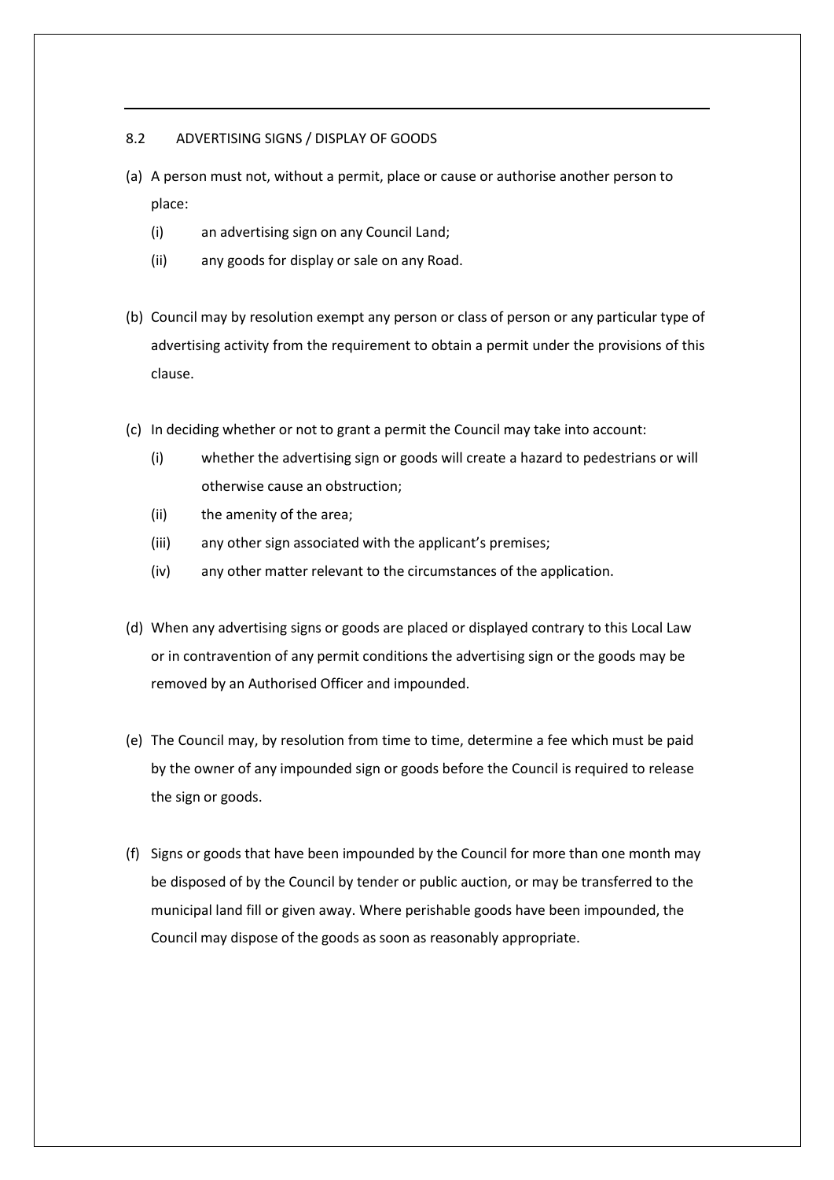## 8.2 ADVERTISING SIGNS / DISPLAY OF GOODS

(a) A person must not, without a permit, place or cause or authorise another person to place:

- (i) an advertising sign on any Council Land;
- (ii) any goods for display or sale on any Road.

(b) Council may by resolution exempt any person or class of person or any particular type of advertising activity from the requirement to obtain a permit under the provisions of this clause.

(c) In deciding whether or not to grant a permit the Council may take into account:

- (i) whether the advertising sign or goods will create a hazard to pedestrians or will otherwise cause an obstruction;
- (ii) the amenity of the area;
- (iii) any other sign associated with the applicant's premises;
- (iv) any other matter relevant to the circumstances of the application.

(d) When any advertising signs or goods are placed or displayed contrary to this Local Law or in contravention of any permit conditions the advertising sign or the goods may be removed by an Authorised Officer and impounded.

(e) The Council may, by resolution from time to time, determine a fee which must be paid by the owner of any impounded sign or goods before the Council is required to release the sign or goods.

(f) Signs or goods that have been impounded by the Council for more than one month may be disposed of by the Council by tender or public auction, or may be transferred to the municipal land fill or given away. Where perishable goods have been impounded, the Council may dispose of the goods as soon as reasonably appropriate.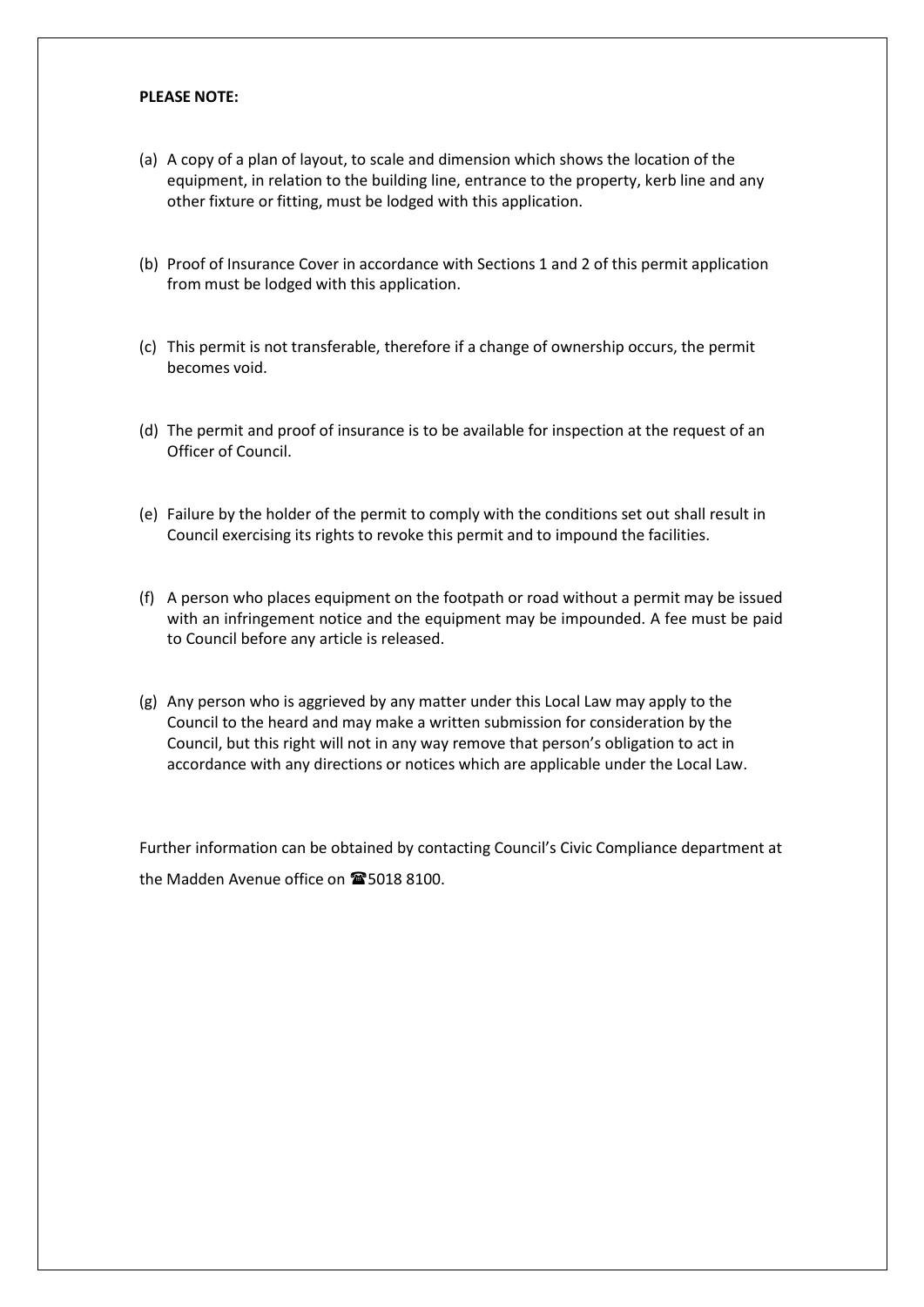**PLEASE NOTE:**

(a) A copy of a plan of layout, to scale and dimension which shows the location of the equipment, in relation to the building line, entrance to the property, kerb line and any other fixture or fitting, must be lodged with this application.

(b) Proof of Insurance Cover in accordance with Sections 1 and 2 of this permit application from must be lodged with this application.

(c) This permit is not transferable, therefore if a change of ownership occurs, the permit becomes void.

(d) The permit and proof of insurance is to be available for inspection at the request of an Officer of Council.

(e) Failure by the holder of the permit to comply with the conditions set out shall result in Council exercising its rights to revoke this permit and to impound the facilities.

(f) A person who places equipment on the footpath or road without a permit may be issued with an infringement notice and the equipment may be impounded. A fee must be paid to Council before any article is released.

(g) Any person who is aggrieved by any matter under this Local Law may apply to the Council to the heard and may make a written submission for consideration by the Council, but this right will not in any way remove that person's obligation to act in accordance with any directions or notices which are applicable under the Local Law.

Further information can be obtained by contacting Council's Civic Compliance department at the Madden Avenue office on ☎5018 8100.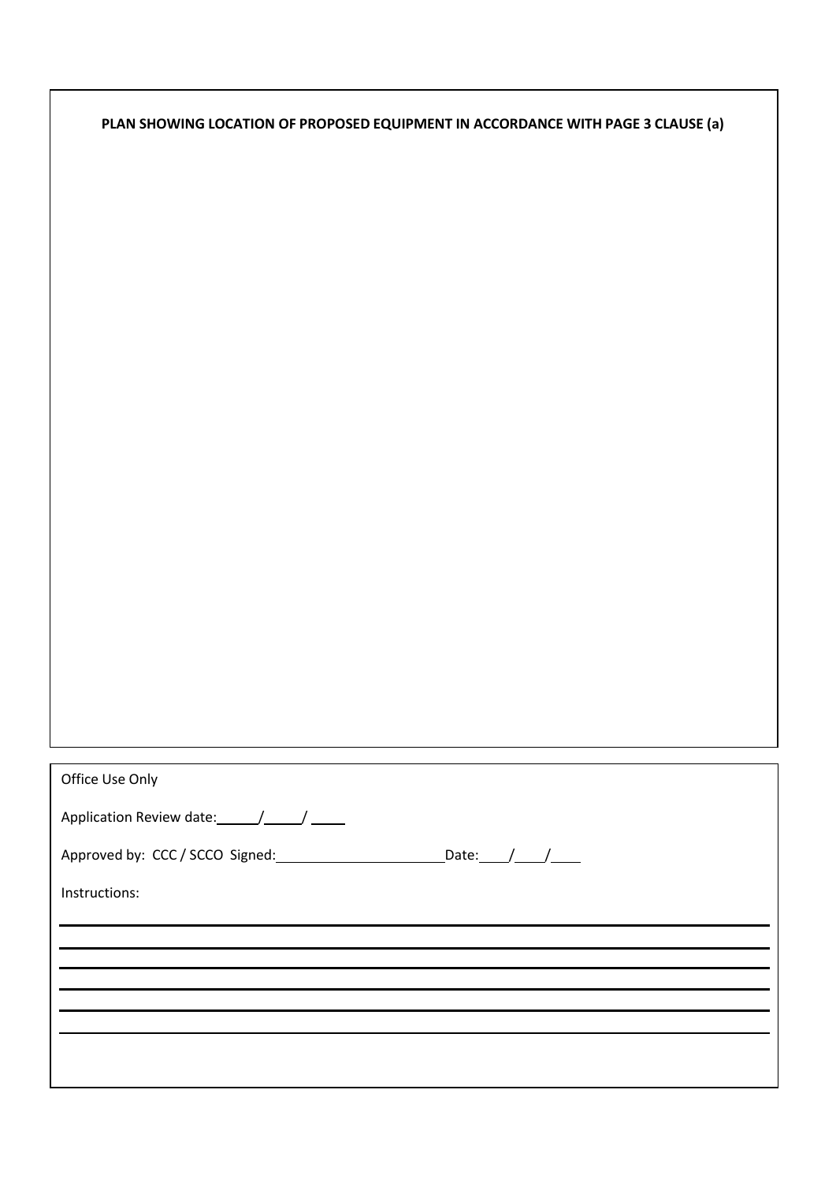**PLAN SHOWING LOCATION OF PROPOSED EQUIPMENT IN ACCORDANCE WITH PAGE 3 CLAUSE (a)**

Office Use Only

Application Review date: \_\_\_\_\_/\_\_\_\_\_/ \_\_\_\_

Approved by: CCC / SCCO Signed: \_\_\_\_\_\_\_\_\_\_\_\_\_\_\_\_\_\_\_\_\_\_ Date: \_\_\_\_/\_\_\_\_/\_\_\_\_

Instructions:

\_\_\_\_\_\_\_\_\_\_\_\_\_\_\_\_\_\_\_\_\_\_\_\_\_\_\_\_\_\_\_\_\_\_\_\_\_\_\_\_\_\_\_\_\_\_\_\_\_\_\_\_\_\_\_\_\_\_\_\_\_\_\_\_\_\_\_\_\_\_\_\_\_\_\_\_

\_\_\_\_\_\_\_\_\_\_\_\_\_\_\_\_\_\_\_\_\_\_\_\_\_\_\_\_\_\_\_\_\_\_\_\_\_\_\_\_\_\_\_\_\_\_\_\_\_\_\_\_\_\_\_\_\_\_\_\_\_\_\_\_\_\_\_\_\_\_\_\_\_\_\_\_

\_\_\_\_\_\_\_\_\_\_\_\_\_\_\_\_\_\_\_\_\_\_\_\_\_\_\_\_\_\_\_\_\_\_\_\_\_\_\_\_\_\_\_\_\_\_\_\_\_\_\_\_\_\_\_\_\_\_\_\_\_\_\_\_\_\_\_\_\_\_\_\_\_\_\_\_

\_\_\_\_\_\_\_\_\_\_\_\_\_\_\_\_\_\_\_\_\_\_\_\_\_\_\_\_\_\_\_\_\_\_\_\_\_\_\_\_\_\_\_\_\_\_\_\_\_\_\_\_\_\_\_\_\_\_\_\_\_\_\_\_\_\_\_\_\_\_\_\_\_\_\_\_

\_\_\_\_\_\_\_\_\_\_\_\_\_\_\_\_\_\_\_\_\_\_\_\_\_\_\_\_\_\_\_\_\_\_\_\_\_\_\_\_\_\_\_\_\_\_\_\_\_\_\_\_\_\_\_\_\_\_\_\_\_\_\_\_\_\_\_\_\_\_\_\_\_\_\_\_

\_\_\_\_\_\_\_\_\_\_\_\_\_\_\_\_\_\_\_\_\_\_\_\_\_\_\_\_\_\_\_\_\_\_\_\_\_\_\_\_\_\_\_\_\_\_\_\_\_\_\_\_\_\_\_\_\_\_\_\_\_\_\_\_\_\_\_\_\_\_\_\_\_\_\_\_